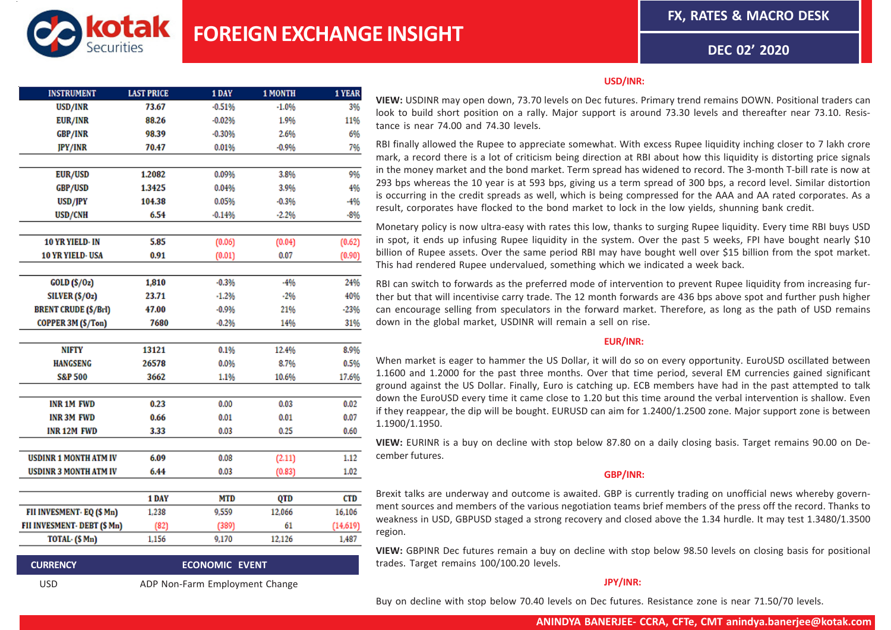# FOREIGN EXCHANGE INSIGHT

**FX, RATES & MACRO DESK**

**DEC 02' 2020**

| INSTRUMENT | LAST PRICE | 1 DAY | 1 MONTH | 1 YEAR |
|---|---|---|---|---|
| USD/INR | 73.67 | -0.51% | -1.0% | 3% |
| EUR/INR | 88.26 | -0.02% | 1.9% | 11% |
| GBP/INR | 98.39 | -0.30% | 2.6% | 6% |
| JPY/INR | 70.47 | 0.01% | -0.9% | 7% |
| | | | | |
| EUR/USD | 1.2082 | 0.09% | 3.8% | 9% |
| GBP/USD | 1.3425 | 0.04% | 3.9% | 4% |
| USD/JPY | 104.38 | 0.05% | -0.3% | -4% |
| USD/CNH | 6.54 | -0.14% | -2.2% | -8% |
| | | | | |
| 10 YR YIELD- IN | 5.85 | (0.06) | (0.04) | (0.62) |
| 10 YR YIELD- USA | 0.91 | (0.01) | 0.07 | (0.90) |
| | | | | |
| GOLD ($/Oz) | 1,810 | -0.3% | -4% | 24% |
| SILVER ($/Oz) | 23.71 | -1.2% | -2% | 40% |
| BRENT CRUDE ($/Brl) | 47.00 | -0.9% | 21% | -23% |
| COPPER 3M ($/Ton) | 7680 | -0.2% | 14% | 31% |
| | | | | |
| NIFTY | 13121 | 0.1% | 12.4% | 8.9% |
| HANGSENG | 26578 | 0.0% | 8.7% | 0.5% |
| S&P 500 | 3662 | 1.1% | 10.6% | 17.6% |
| | | | | |
| INR 1M FWD | 0.23 | 0.00 | 0.03 | 0.02 |
| INR 3M FWD | 0.66 | 0.01 | 0.01 | 0.07 |
| INR 12M FWD | 3.33 | 0.03 | 0.25 | 0.60 |
| | | | | |
| USDINR 1 MONTH ATM IV | 6.09 | 0.08 | (2.11) | 1.12 |
| USDINR 3 MONTH ATM IV | 6.44 | 0.03 | (0.83) | 1.02 |

| | 1 DAY | MTD | QTD | CTD |
|---|---|---|---|---|
| FII INVESMENT- EQ ($ Mn) | 1,238 | 9,559 | 12,066 | 16,106 |
| FII INVESMENT- DEBT ($ Mn) | (82) | (389) | 61 | (14,619) |
| TOTAL- ($ Mn) | 1,156 | 9,170 | 12,126 | 1,487 |

| CURRENCY | ECONOMIC EVENT |
|---|---|
| USD | ADP Non-Farm Employment Change |

## USD/INR:

**VIEW:** USDINR may open down, 73.70 levels on Dec futures. Primary trend remains DOWN. Positional traders can look to build short position on a rally. Major support is around 73.30 levels and thereafter near 73.10. Resistance is near 74.00 and 74.30 levels.

RBI finally allowed the Rupee to appreciate somewhat. With excess Rupee liquidity inching closer to 7 lakh crore mark, a record there is a lot of criticism being direction at RBI about how this liquidity is distorting price signals in the money market and the bond market. Term spread has widened to record. The 3-month T-bill rate is now at 293 bps whereas the 10 year is at 593 bps, giving us a term spread of 300 bps, a record level. Similar distortion is occurring in the credit spreads as well, which is being compressed for the AAA and AA rated corporates. As a result, corporates have flocked to the bond market to lock in the low yields, shunning bank credit.

Monetary policy is now ultra-easy with rates this low, thanks to surging Rupee liquidity. Every time RBI buys USD in spot, it ends up infusing Rupee liquidity in the system. Over the past 5 weeks, FPI have bought nearly $10 billion of Rupee assets. Over the same period RBI may have bought well over $15 billion from the spot market. This had rendered Rupee undervalued, something which we indicated a week back.

RBI can switch to forwards as the preferred mode of intervention to prevent Rupee liquidity from increasing further but that will incentivise carry trade. The 12 month forwards are 436 bps above spot and further push higher can encourage selling from speculators in the forward market. Therefore, as long as the path of USD remains down in the global market, USDINR will remain a sell on rise.

## EUR/INR:

When market is eager to hammer the US Dollar, it will do so on every opportunity. EuroUSD oscillated between 1.1600 and 1.2000 for the past three months. Over that time period, several EM currencies gained significant ground against the US Dollar. Finally, Euro is catching up. ECB members have had in the past attempted to talk down the EuroUSD every time it came close to 1.20 but this time around the verbal intervention is shallow. Even if they reappear, the dip will be bought. EURUSD can aim for 1.2400/1.2500 zone. Major support zone is between 1.1900/1.1950.

**VIEW:** EURINR is a buy on decline with stop below 87.80 on a daily closing basis. Target remains 90.00 on December futures.

## GBP/INR:

Brexit talks are underway and outcome is awaited. GBP is currently trading on unofficial news whereby government sources and members of the various negotiation teams brief members of the press off the record. Thanks to weakness in USD, GBPUSD staged a strong recovery and closed above the 1.34 hurdle. It may test 1.3480/1.3500 region.

**VIEW:** GBPINR Dec futures remain a buy on decline with stop below 98.50 levels on closing basis for positional trades. Target remains 100/100.20 levels.

## JPY/INR:

Buy on decline with stop below 70.40 levels on Dec futures. Resistance zone is near 71.50/70 levels.

**ANINDYA BANERJEE- CCRA, CFTe, CMT anindya.banerjee@kotak.com**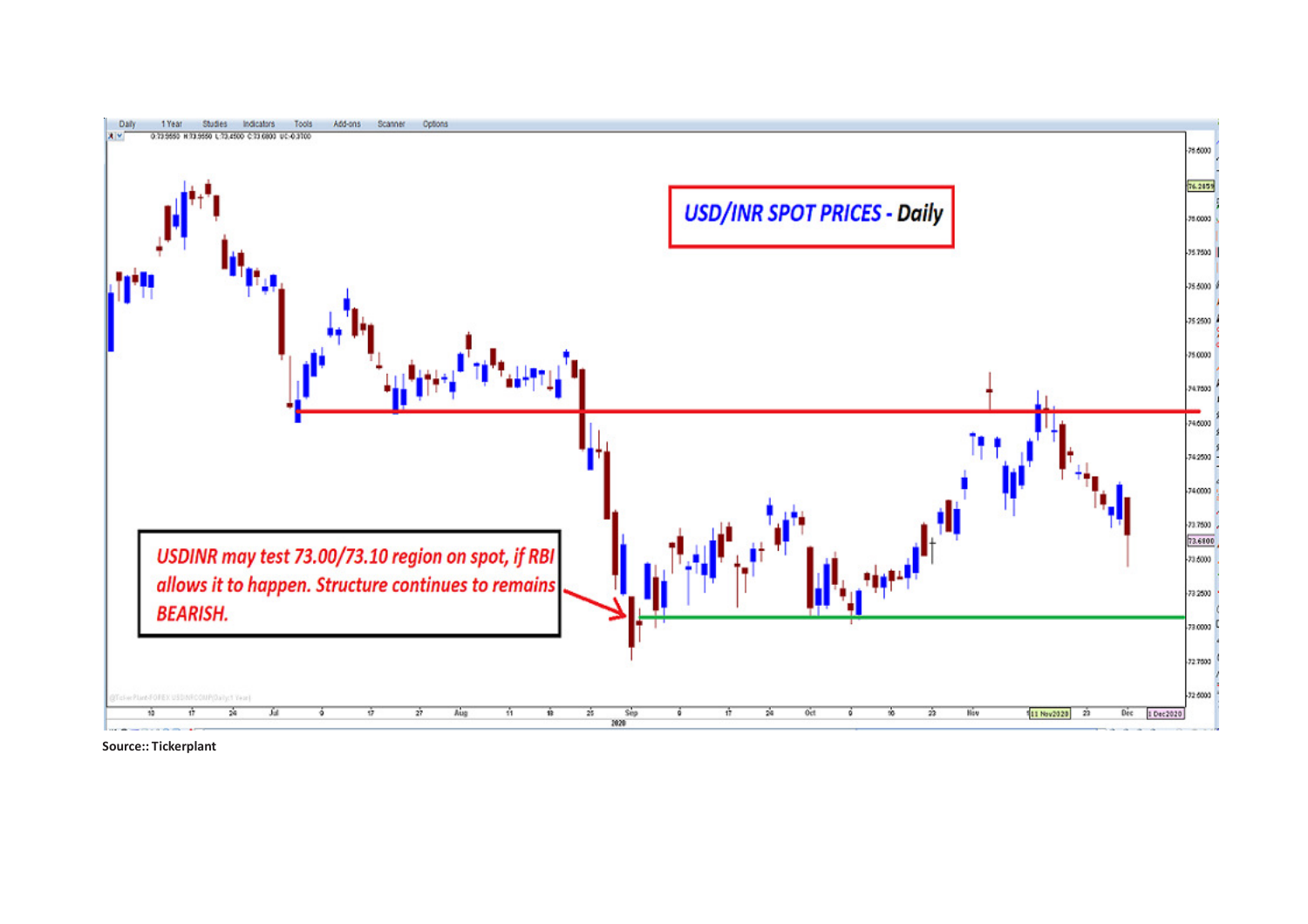**USD/INR SPOT PRICES - Daily**

*USDINR may test 73.00/73.10 region on spot, if RBI allows it to happen. Structure continues to remains BEARISH.*

**Source:: Tickerplant**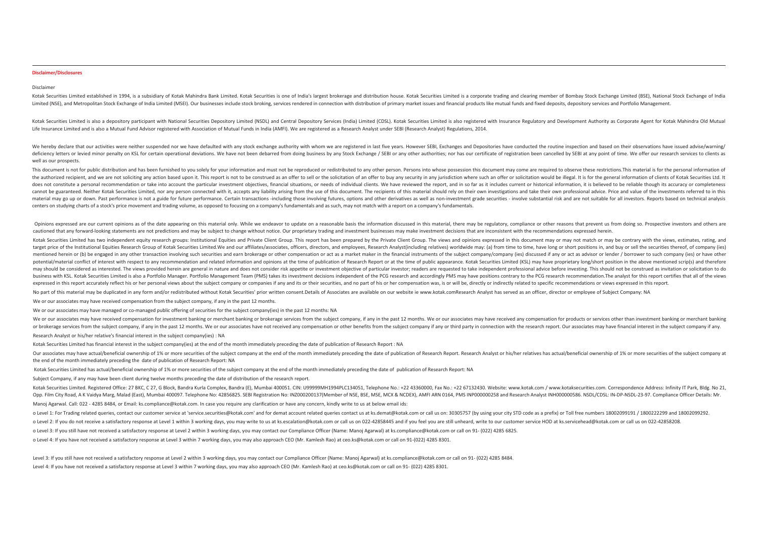**Disclaimer/Disclosures**

Disclaimer

Kotak Securities Limited established in 1994, is a subsidiary of Kotak Mahindra Bank Limited. Kotak Securities is one of India's largest brokerage and distribution house. Kotak Securities Limited is a corporate trading and clearing member of Bombay Stock Exchange Limited (BSE), National Stock Exchange of India Limited (NSE), and Metropolitan Stock Exchange of India Limited (MSEI). Our businesses include stock broking, services rendered in connection with distribution of primary market issues and financial products like mutual funds and fixed deposits, depository services and Portfolio Management.

Kotak Securities Limited is also a depository participant with National Securities Depository Limited (NSDL) and Central Depository Services (India) Limited (CDSL). Kotak Securities Limited is also registered with Insurance Regulatory and Development Authority as Corporate Agent for Kotak Mahindra Old Mutual Life Insurance Limited and is also a Mutual Fund Advisor registered with Association of Mutual Funds in India (AMFI). We are registered as a Research Analyst under SEBI (Research Analyst) Regulations, 2014.

We hereby declare that our activities were neither suspended nor we have defaulted with any stock exchange authority with whom we are registered in last five years. However SEBI, Exchanges and Depositories have conducted the routine inspection and based on their observations have issued advise/warning/ deficiency letters or levied minor penalty on KSL for certain operational deviations. We have not been debarred from doing business by any Stock Exchange / SEBI or any other authorities; nor has our certificate of registration been cancelled by SEBI at any point of time. We offer our research services to clients as well as our prospects.

This document is not for public distribution and has been furnished to you solely for your information and must not be reproduced or redistributed to any other person. Persons into whose possession this document may come are required to observe these restrictions.This material is for the personal information of the authorized recipient, and we are not soliciting any action based upon it. This report is not to be construed as an offer to sell or the solicitation of an offer to buy any security in any jurisdiction where such an offer or solicitation would be illegal. It is for the general information of clients of Kotak Securities Ltd. It does not constitute a personal recommendation or take into account the particular investment objectives, financial situations, or needs of individual clients. We have reviewed the report, and in so far as it includes current or historical information, it is believed to be reliable though its accuracy or completeness cannot be guaranteed. Neither Kotak Securities Limited, nor any person connected with it, accepts any liability arising from the use of this document. The recipients of this material should rely on their own investigations and take their own professional advice. Price and value of the investments referred to in this material may go up or down. Past performance is not a guide for future performance. Certain transactions -including those involving futures, options and other derivatives as well as non-investment grade securities - involve substantial risk and are not suitable for all investors. Reports based on technical analysis centers on studying charts of a stock's price movement and trading volume, as opposed to focusing on a company's fundamentals and as such, may not match with a report on a company's fundamentals.

Opinions expressed are our current opinions as of the date appearing on this material only. While we endeavor to update on a reasonable basis the information discussed in this material, there may be regulatory, compliance or other reasons that prevent us from doing so. Prospective investors and others are cautioned that any forward-looking statements are not predictions and may be subject to change without notice. Our proprietary trading and investment businesses may make investment decisions that are inconsistent with the recommendations expressed herein.

Kotak Securities Limited has two independent equity research groups: Institutional Equities and Private Client Group. This report has been prepared by the Private Client Group. The views and opinions expressed in this document may or may not match or may be contrary with the views, estimates, rating, and target price of the Institutional Equities Research Group of Kotak Securities Limited.We and our affiliates/associates, officers, directors, and employees, Research Analyst(including relatives) worldwide may: (a) from time to time, have long or short positions in, and buy or sell the securities thereof, of company (ies) mentioned herein or (b) be engaged in any other transaction involving such securities and earn brokerage or other compensation or act as a market maker in the financial instruments of the subject company/company (ies) discussed if any or act as advisor or lender / borrower to such company (ies) or have other potential/material conflict of interest with respect to any recommendation and related information and opinions at the time of publication of Research Report or at the time of public appearance. Kotak Securities Limited (KSL) may have proprietary long/short position in the above mentioned scrip(s) and therefore may should be considered as interested. The views provided herein are general in nature and does not consider risk appetite or investment objective of particular investor; readers are requested to take independent professional advice before investing. This should not be construed as invitation or solicitation to do business with KSL. Kotak Securities Limited is also a Portfolio Manager. Portfolio Management Team (PMS) takes its investment decisions independent of the PCG research and accordingly PMS may have positions contrary to the PCG research recommendation.The analyst for this report certifies that all of the views expressed in this report accurately reflect his or her personal views about the subject company or companies if any and its or their securities, and no part of his or her compensation was, is or will be, directly or indirectly related to specific recommendations or views expressed in this report.

No part of this material may be duplicated in any form and/or redistributed without Kotak Securities' prior written consent.Details of Associates are available on our website ie www.kotak.comResearch Analyst has served as an officer, director or employee of Subject Company: NA

We or our associates may have received compensation from the subject company, if any in the past 12 months.

We or our associates may have managed or co-managed public offering of securities for the subject company(ies) in the past 12 months: NA

We or our associates may have received compensation for investment banking or merchant banking or brokerage services from the subject company, if any in the past 12 months. We or our associates may have received any compensation for products or services other than investment banking or merchant banking or brokerage services from the subject company, if any in the past 12 months. We or our associates have not received any compensation or other benefits from the subject company if any or third party in connection with the research report. Our associates may have financial interest in the subject company if any.

Research Analyst or his/her relative's financial interest in the subject company(ies) : NA

Kotak Securities Limited has financial interest in the subject company(ies) at the end of the month immediately preceding the date of publication of Research Report : NA

Our associates may have actual/beneficial ownership of 1% or more securities of the subject company at the end of the month immediately preceding the date of publication of Research Report. Research Analyst or his/her relatives has actual/beneficial ownership of 1% or more securities of the subject company at the end of the month immediately preceding the date of publication of Research Report: NA

Kotak Securities Limited has actual/beneficial ownership of 1% or more securities of the subject company at the end of the month immediately preceding the date of publication of Research Report: NA

Subject Company, if any may have been client during twelve months preceding the date of distribution of the research report.

Kotak Securities Limited. Registered Office: 27 BKC, C 27, G Block, Bandra Kurla Complex, Bandra (E), Mumbai 400051. CIN: U99999MH1994PLC134051, Telephone No.: +22 43360000, Fax No.: +22 67132430. Website: www.kotak.com / www.kotaksecurities.com. Correspondence Address: Infinity IT Park, Bldg. No 21, Opp. Film City Road, A K Vaidya Marg, Malad (East), Mumbai 400097. Telephone No: 42856825. SEBI Registration No: INZ000200137(Member of NSE, BSE, MSE, MCX & NCDEX), AMFI ARN 0164, PMS INP000000258 and Research Analyst INH000000586. NSDL/CDSL: IN-DP-NSDL-23-97. Compliance Officer Details: Mr. Manoj Agarwal. Call: 022 - 4285 8484, or Email: ks.compliance@kotak.com. In case you require any clarification or have any concern, kindly write to us at below email ids:

- Level 1: For Trading related queries, contact our customer service at 'service.securities@kotak.com' and for demat account related queries contact us at ks.demat@kotak.com or call us on: 30305757 (by using your city STD code as a prefix) or Toll free numbers 18002099191 / 1800222299 and 18002099292.
- Level 2: If you do not receive a satisfactory response at Level 1 within 3 working days, you may write to us at ks.escalation@kotak.com or call us on 022-42858445 and if you feel you are still unheard, write to our customer service HOD at ks.servicehead@kotak.com or call us on 022-42858208.
- Level 3: If you still have not received a satisfactory response at Level 2 within 3 working days, you may contact our Compliance Officer (Name: Manoj Agarwal) at ks.compliance@kotak.com or call on 91- (022) 4285 6825.
- Level 4: If you have not received a satisfactory response at Level 3 within 7 working days, you may also approach CEO (Mr. Kamlesh Rao) at ceo.ks@kotak.com or call on 91-(022) 4285 8301.

Level 3: If you still have not received a satisfactory response at Level 2 within 3 working days, you may contact our Compliance Officer (Name: Manoj Agarwal) at ks.compliance@kotak.com or call on 91- (022) 4285 8484.

Level 4: If you have not received a satisfactory response at Level 3 within 7 working days, you may also approach CEO (Mr. Kamlesh Rao) at ceo.ks@kotak.com or call on 91- (022) 4285 8301.